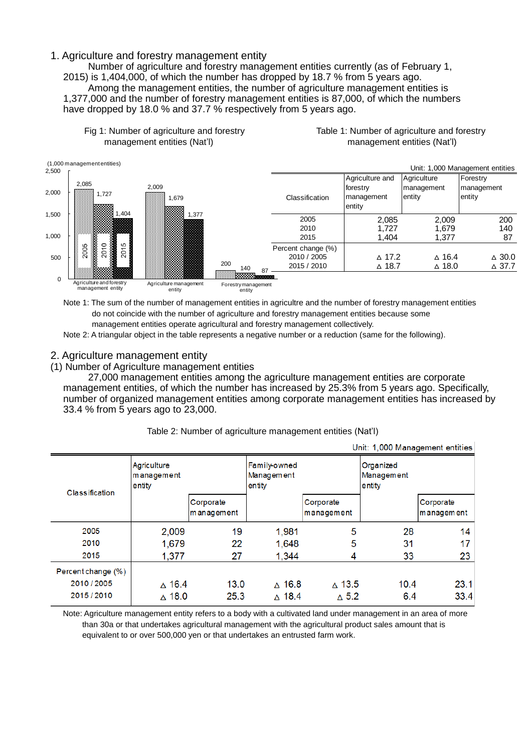## 1. Agriculture and forestry management entity

Number of agriculture and forestry management entities currently (as of February 1, 2015) is 1,404,000, of which the number has dropped by 18.7 % from 5 years ago.

Among the management entities, the number of agriculture management entities is 1,377,000 and the number of forestry management entities is 87,000, of which the numbers have dropped by 18.0 % and 37.7 % respectively from 5 years ago.

Fig 1: Number of agriculture and forestry management entities (Nat'l)

(1,000 management entities)

| | 2005 | 2010 | 2015 |
|---|---|---|---|
| Agriculture and forestry management entity | 2,085 | 1,727 | 1,404 |
| Agriculture management entity | 2,009 | 1,679 | 1,377 |
| Forestry management entity | 200 | 140 | 87 |

Table 1: Number of agriculture and forestry management entities (Nat'l)

Unit: 1,000 Management entities

| Classification | Agriculture and forestry management entity | Agriculture management entity | Forestry management entity |
|---|---|---|---|
| 2005 | 2,085 | 2,009 | 200 |
| 2010 | 1,727 | 1,679 | 140 |
| 2015 | 1,404 | 1,377 | 87 |
| Percent change (%) | | | |
| 2010 / 2005 | △ 17.2 | △ 16.4 | △ 30.0 |
| 2015 / 2010 | △ 18.7 | △ 18.0 | △ 37.7 |

Note 1: The sum of the number of management entities in agricultre and the number of forestry management entities do not coincide with the number of agriculture and forestry management entities because some management entities operate agricultural and forestry management collectively.

Note 2: A triangular object in the table represents a negative number or a reduction (same for the following).

## 2. Agriculture management entity

### (1) Number of Agriculture management entities

27,000 management entities among the agriculture management entities are corporate management entities, of which the number has increased by 25.3% from 5 years ago. Specifically, number of organized management entities among corporate management entities has increased by 33.4 % from 5 years ago to 23,000.

Table 2: Number of agriculture management entities (Nat'l)

Unit: 1,000 Management entities

| Classification | Agriculture management entity | | Family-owned Management entity | | Organized Management entity | |
|---|---|---|---|---|---|---|
| | | Corporate management | | Corporate management | | Corporate management |
| 2005 | 2,009 | 19 | 1,981 | 5 | 28 | 14 |
| 2010 | 1,679 | 22 | 1,648 | 5 | 31 | 17 |
| 2015 | 1,377 | 27 | 1,344 | 4 | 33 | 23 |
| Percent change (%) | | | | | | |
| 2010 / 2005 | △ 16.4 | 13.0 | △ 16.8 | △ 13.5 | 10.4 | 23.1 |
| 2015 / 2010 | △ 18.0 | 25.3 | △ 18.4 | △ 5.2 | 6.4 | 33.4 |

Note: Agriculture management entity refers to a body with a cultivated land under management in an area of more than 30a or that undertakes agricultural management with the agricultural product sales amount that is equivalent to or over 500,000 yen or that undertakes an entrusted farm work.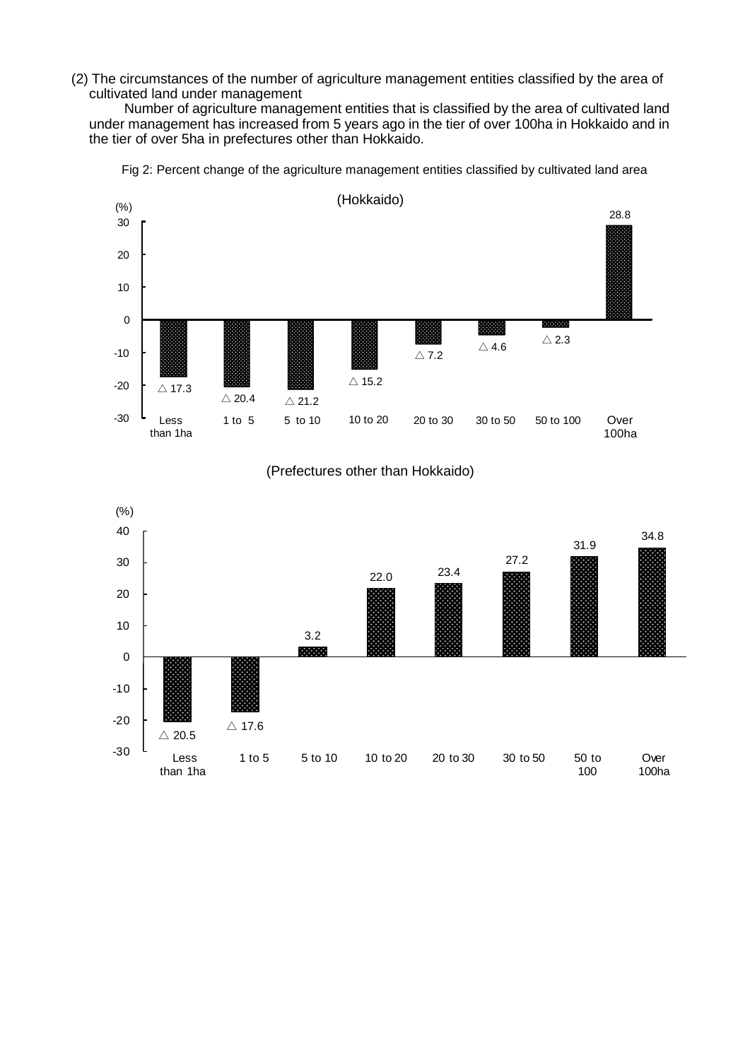(2) The circumstances of the number of agriculture management entities classified by the area of cultivated land under management

Number of agriculture management entities that is classified by the area of cultivated land under management has increased from 5 years ago in the tier of over 100ha in Hokkaido and in the tier of over 5ha in prefectures other than Hokkaido.

Fig 2: Percent change of the agriculture management entities classified by cultivated land area

(Hokkaido)

| Cultivated land area | Percent change (%) |
|---|---|
| Less than 1ha | △ 17.3 |
| 1 to 5 | △ 20.4 |
| 5 to 10 | △ 21.2 |
| 10 to 20 | △ 15.2 |
| 20 to 30 | △ 7.2 |
| 30 to 50 | △ 4.6 |
| 50 to 100 | △ 2.3 |
| Over 100ha | 28.8 |

(Prefectures other than Hokkaido)

| Cultivated land area | Percent change (%) |
|---|---|
| Less than 1ha | △ 20.5 |
| 1 to 5 | △ 17.6 |
| 5 to 10 | 3.2 |
| 10 to 20 | 22.0 |
| 20 to 30 | 23.4 |
| 30 to 50 | 27.2 |
| 50 to 100 | 31.9 |
| Over 100ha | 34.8 |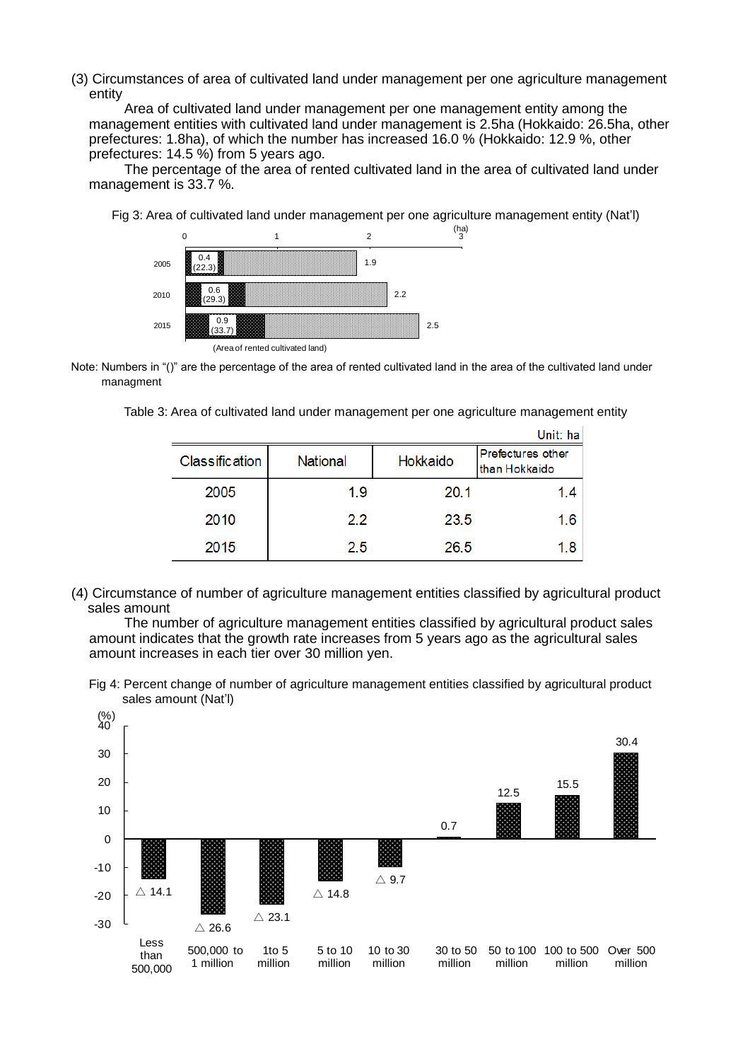### (3) Circumstances of area of cultivated land under management per one agriculture management entity

Area of cultivated land under management per one management entity among the management entities with cultivated land under management is 2.5ha (Hokkaido: 26.5ha, other prefectures: 1.8ha), of which the number has increased 16.0 % (Hokkaido: 12.9 %, other prefectures: 14.5 %) from 5 years ago.

The percentage of the area of rented cultivated land in the area of cultivated land under management is 33.7 %.

Fig 3: Area of cultivated land under management per one agriculture management entity (Nat'l)

| Year | Area of rented cultivated land (ha) | (%) | Total (ha) |
|---|---|---|---|
| 2005 | 0.4 | (22.3) | 1.9 |
| 2010 | 0.6 | (29.3) | 2.2 |
| 2015 | 0.9 | (33.7) | 2.5 |

Note: Numbers in "()" are the percentage of the area of rented cultivated land in the area of the cultivated land under managment

Table 3: Area of cultivated land under management per one agriculture management entity

Unit: ha

| Classification | National | Hokkaido | Prefectures other than Hokkaido |
|---|---|---|---|
| 2005 | 1.9 | 20.1 | 1.4 |
| 2010 | 2.2 | 23.5 | 1.6 |
| 2015 | 2.5 | 26.5 | 1.8 |

### (4) Circumstance of number of agriculture management entities classified by agricultural product sales amount

The number of agriculture management entities classified by agricultural product sales amount indicates that the growth rate increases from 5 years ago as the agricultural sales amount increases in each tier over 30 million yen.

Fig 4: Percent change of number of agriculture management entities classified by agricultural product sales amount (Nat'l)

| Sales amount | Percent change (%) |
|---|---|
| Less than 500,000 | △ 14.1 |
| 500,000 to 1 million | △ 26.6 |
| 1to 5 million | △ 23.1 |
| 5 to 10 million | △ 14.8 |
| 10 to 30 million | △ 9.7 |
| 30 to 50 million | 0.7 |
| 50 to 100 million | 12.5 |
| 100 to 500 million | 15.5 |
| Over 500 million | 30.4 |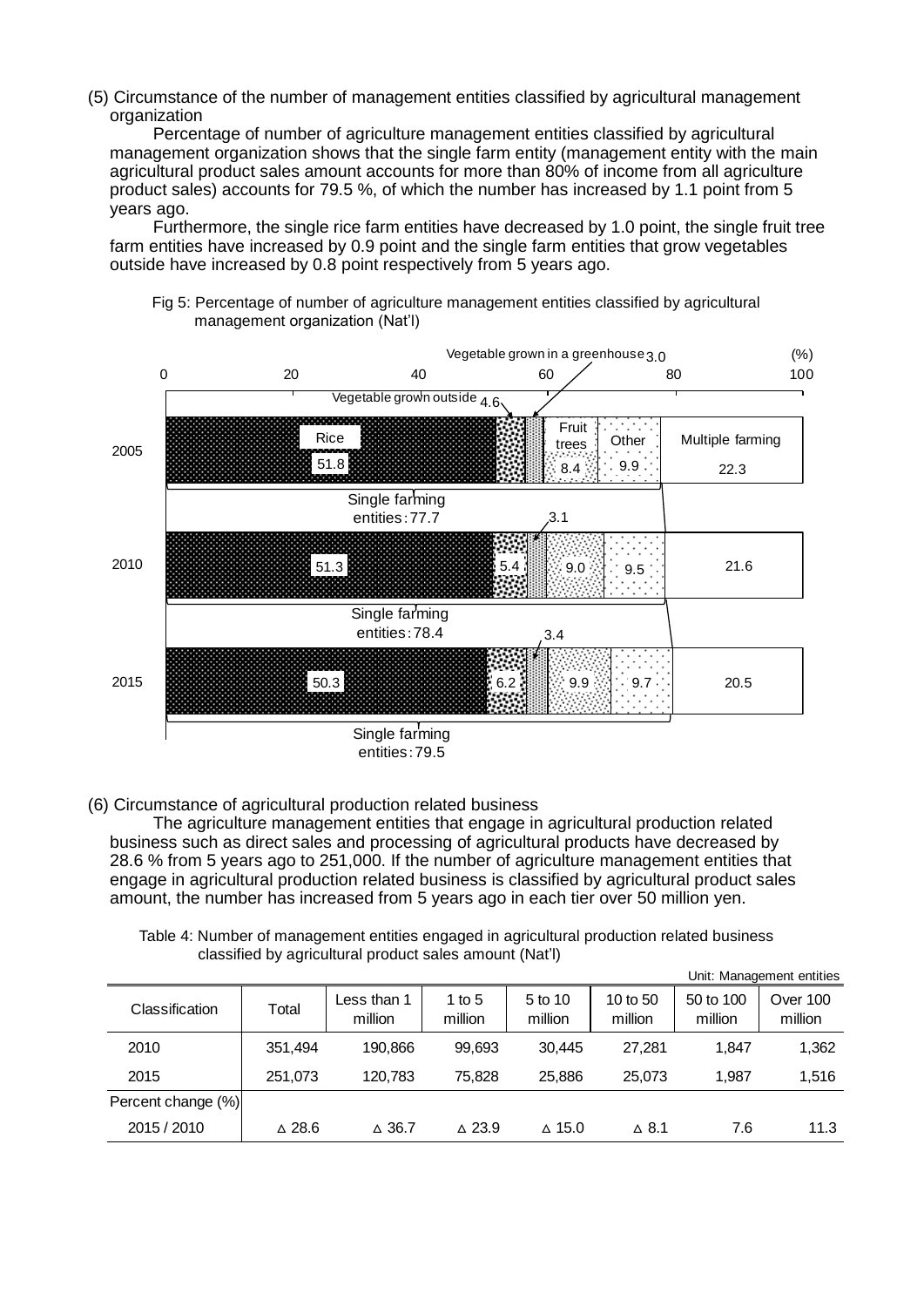(5) Circumstance of the number of management entities classified by agricultural management organization

Percentage of number of agriculture management entities classified by agricultural management organization shows that the single farm entity (management entity with the main agricultural product sales amount accounts for more than 80% of income from all agriculture product sales) accounts for 79.5 %, of which the number has increased by 1.1 point from 5 years ago.

Furthermore, the single rice farm entities have decreased by 1.0 point, the single fruit tree farm entities have increased by 0.9 point and the single farm entities that grow vegetables outside have increased by 0.8 point respectively from 5 years ago.

Fig 5: Percentage of number of agriculture management entities classified by agricultural management organization (Nat'l)

| (%) | Rice | Vegetable grown outside | Vegetable grown in a greenhouse | Fruit trees | Other | Single farming entities | Multiple farming |
|---|---|---|---|---|---|---|---|
| 2005 | 51.8 | 4.6 | 3.0 | 8.4 | 9.9 | 77.7 | 22.3 |
| 2010 | 51.3 | 5.4 | 3.1 | 9.0 | 9.5 | 78.4 | 21.6 |
| 2015 | 50.3 | 6.2 | 3.4 | 9.9 | 9.7 | 79.5 | 20.5 |

(6) Circumstance of agricultural production related business

The agriculture management entities that engage in agricultural production related business such as direct sales and processing of agricultural products have decreased by 28.6 % from 5 years ago to 251,000. If the number of agriculture management entities that engage in agricultural production related business is classified by agricultural product sales amount, the number has increased from 5 years ago in each tier over 50 million yen.

Table 4: Number of management entities engaged in agricultural production related business classified by agricultural product sales amount (Nat'l)

Unit: Management entities

| Classification | Total | Less than 1 million | 1 to 5 million | 5 to 10 million | 10 to 50 million | 50 to 100 million | Over 100 million |
|---|---|---|---|---|---|---|---|
| 2010 | 351,494 | 190,866 | 99,693 | 30,445 | 27,281 | 1,847 | 1,362 |
| 2015 | 251,073 | 120,783 | 75,828 | 25,886 | 25,073 | 1,987 | 1,516 |
| Percent change (%) | | | | | | | |
| 2015 / 2010 | △ 28.6 | △ 36.7 | △ 23.9 | △ 15.0 | △ 8.1 | 7.6 | 11.3 |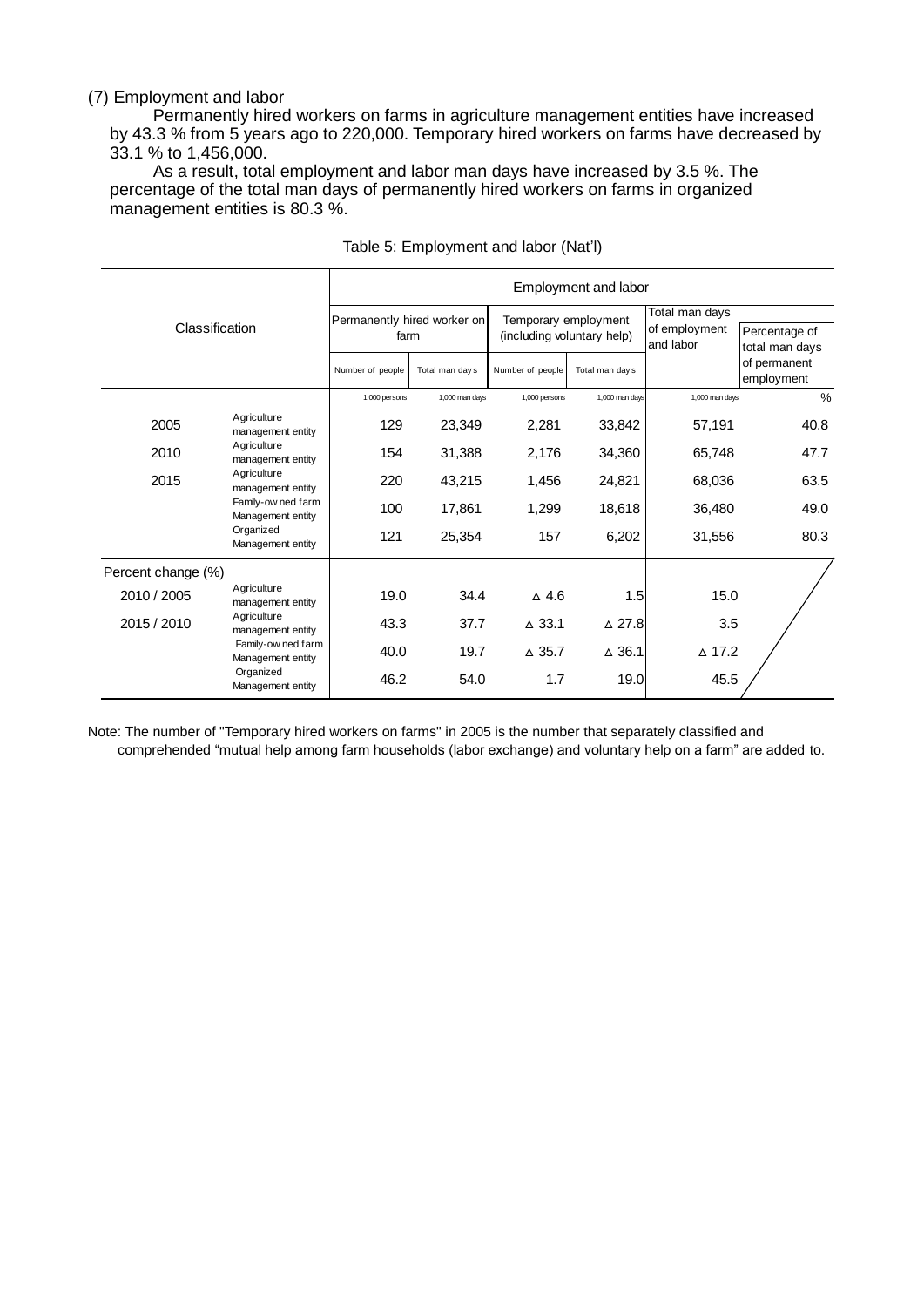(7) Employment and labor

Permanently hired workers on farms in agriculture management entities have increased by 43.3 % from 5 years ago to 220,000. Temporary hired workers on farms have decreased by 33.1 % to 1,456,000.

As a result, total employment and labor man days have increased by 3.5 %. The percentage of the total man days of permanently hired workers on farms in organized management entities is 80.3 %.

Table 5: Employment and labor (Nat'l)

| Classification | | Employment and labor | | | | | |
|---|---|---|---|---|---|---|---|
| | | Permanently hired worker on farm | | Temporary employment (including voluntary help) | | Total man days of employment and labor | Percentage of total man days of permanent employment |
| | | Number of people | Total man days | Number of people | Total man days | | |
| | | 1,000 persons | 1,000 man days | 1,000 persons | 1,000 man days | 1,000 man days | % |
| 2005 | Agriculture management entity | 129 | 23,349 | 2,281 | 33,842 | 57,191 | 40.8 |
| 2010 | Agriculture management entity | 154 | 31,388 | 2,176 | 34,360 | 65,748 | 47.7 |
| 2015 | Agriculture management entity | 220 | 43,215 | 1,456 | 24,821 | 68,036 | 63.5 |
| | Family-owned farm Management entity | 100 | 17,861 | 1,299 | 18,618 | 36,480 | 49.0 |
| | Organized Management entity | 121 | 25,354 | 157 | 6,202 | 31,556 | 80.3 |
| Percent change (%) | | | | | | | |
| 2010 / 2005 | Agriculture management entity | 19.0 | 34.4 | △ 4.6 | 1.5 | 15.0 | |
| 2015 / 2010 | Agriculture management entity | 43.3 | 37.7 | △ 33.1 | △ 27.8 | 3.5 | |
| | Family-owned farm Management entity | 40.0 | 19.7 | △ 35.7 | △ 36.1 | △ 17.2 | |
| | Organized Management entity | 46.2 | 54.0 | 1.7 | 19.0 | 45.5 | |

Note: The number of "Temporary hired workers on farms" in 2005 is the number that separately classified and comprehended "mutual help among farm households (labor exchange) and voluntary help on a farm" are added to.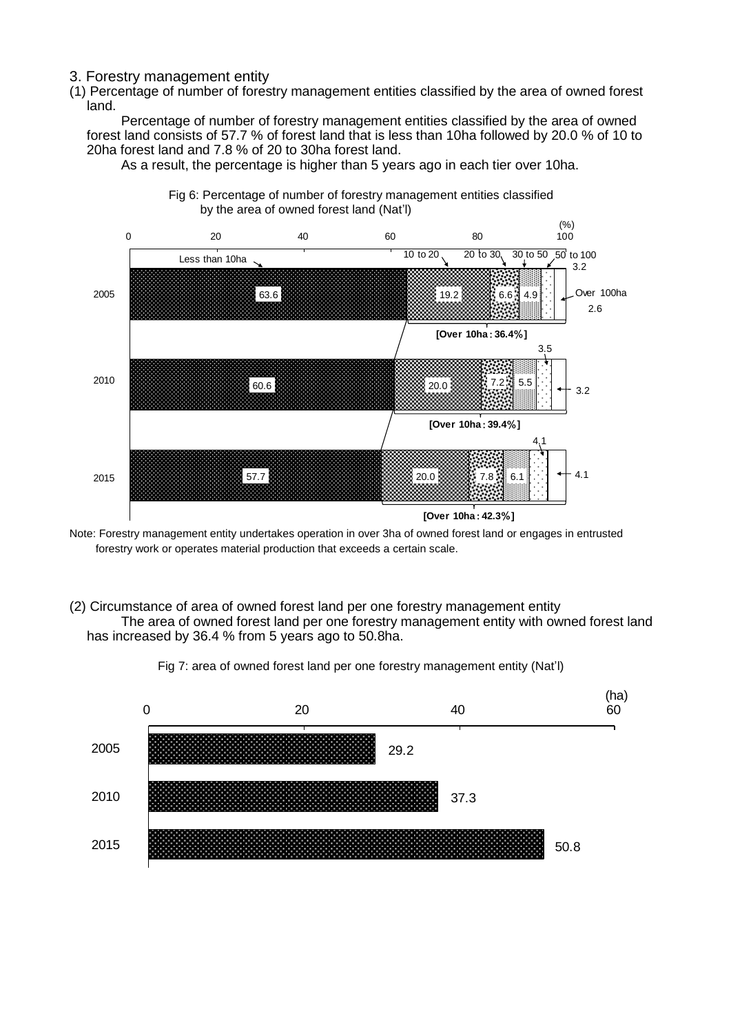### 3. Forestry management entity

(1) Percentage of number of forestry management entities classified by the area of owned forest land.

Percentage of number of forestry management entities classified by the area of owned forest land consists of 57.7 % of forest land that is less than 10ha followed by 20.0 % of 10 to 20ha forest land and 7.8 % of 20 to 30ha forest land.

As a result, the percentage is higher than 5 years ago in each tier over 10ha.

Fig 6: Percentage of number of forestry management entities classified by the area of owned forest land (Nat'l)

(%)

| Year | Less than 10ha | 10 to 20 | 20 to 30 | 30 to 50 | 50 to 100 | Over 100ha | [Over 10ha] |
|---|---|---|---|---|---|---|---|
| 2005 | 63.6 | 19.2 | 6.6 | 4.9 | 3.2 | 2.6 | 36.4% |
| 2010 | 60.6 | 20.0 | 7.2 | 5.5 | 3.5 | 3.2 | 39.4% |
| 2015 | 57.7 | 20.0 | 7.8 | 6.1 | 4.1 | 4.1 | 42.3% |

Note: Forestry management entity undertakes operation in over 3ha of owned forest land or engages in entrusted forestry work or operates material production that exceeds a certain scale.

(2) Circumstance of area of owned forest land per one forestry management entity

The area of owned forest land per one forestry management entity with owned forest land has increased by 36.4 % from 5 years ago to 50.8ha.

Fig 7: area of owned forest land per one forestry management entity (Nat'l)

| Year | Area (ha) |
|---|---|
| 2005 | 29.2 |
| 2010 | 37.3 |
| 2015 | 50.8 |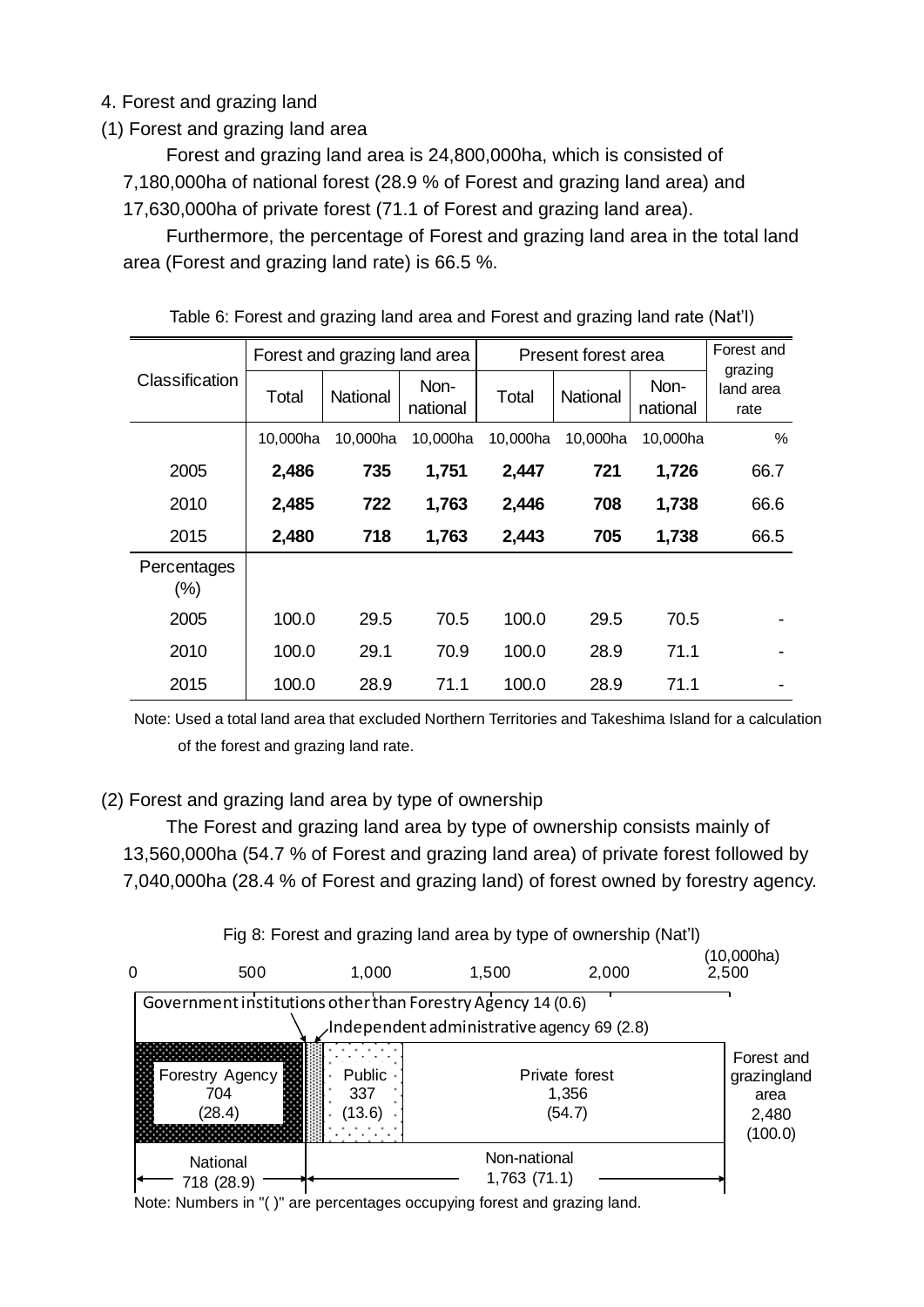## 4. Forest and grazing land

### (1) Forest and grazing land area

Forest and grazing land area is 24,800,000ha, which is consisted of 7,180,000ha of national forest (28.9 % of Forest and grazing land area) and 17,630,000ha of private forest (71.1 of Forest and grazing land area).

Furthermore, the percentage of Forest and grazing land area in the total land area (Forest and grazing land rate) is 66.5 %.

Table 6: Forest and grazing land area and Forest and grazing land rate (Nat'l)

| Classification | Forest and grazing land area | | | Present forest area | | | Forest and grazing land area rate |
|---|---|---|---|---|---|---|---|
| | Total | National | Non-national | Total | National | Non-national | |
| | 10,000ha | 10,000ha | 10,000ha | 10,000ha | 10,000ha | 10,000ha | % |
| 2005 | **2,486** | **735** | **1,751** | **2,447** | **721** | **1,726** | 66.7 |
| 2010 | **2,485** | **722** | **1,763** | **2,446** | **708** | **1,738** | 66.6 |
| 2015 | **2,480** | **718** | **1,763** | **2,443** | **705** | **1,738** | 66.5 |
| Percentages (%) | | | | | | | |
| 2005 | 100.0 | 29.5 | 70.5 | 100.0 | 29.5 | 70.5 | - |
| 2010 | 100.0 | 29.1 | 70.9 | 100.0 | 28.9 | 71.1 | - |
| 2015 | 100.0 | 28.9 | 71.1 | 100.0 | 28.9 | 71.1 | - |

Note: Used a total land area that excluded Northern Territories and Takeshima Island for a calculation of the forest and grazing land rate.

### (2) Forest and grazing land area by type of ownership

The Forest and grazing land area by type of ownership consists mainly of 13,560,000ha (54.7 % of Forest and grazing land area) of private forest followed by 7,040,000ha (28.4 % of Forest and grazing land) of forest owned by forestry agency.

Fig 8: Forest and grazing land area by type of ownership (Nat'l)

(10,000ha)

| | Forestry Agency | Government institutions other than Forestry Agency | Independent administrative agency | Public | Private forest | Forest and grazingland area |
|---|---|---|---|---|---|---|
| Area | 704 | 14 | 69 | 337 | 1,356 | 2,480 |
| (%) | (28.4) | (0.6) | (2.8) | (13.6) | (54.7) | (100.0) |

National 718 (28.9); Non-national 1,763 (71.1)

Note: Numbers in "( )" are percentages occupying forest and grazing land.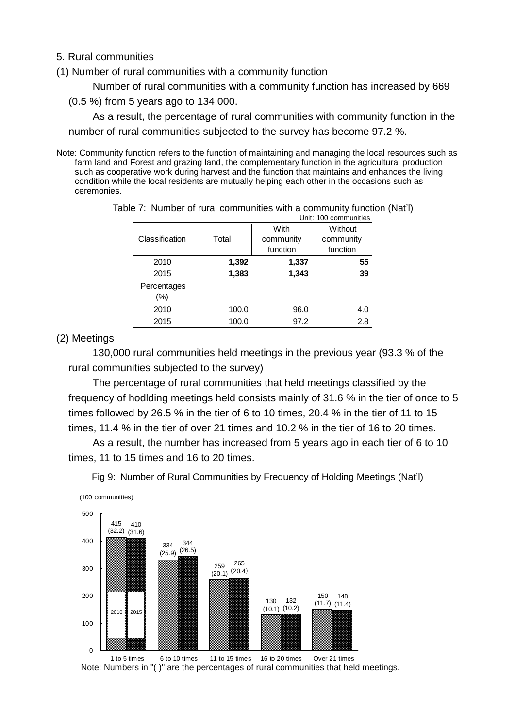5. Rural communities

(1) Number of rural communities with a community function

Number of rural communities with a community function has increased by 669 (0.5 %) from 5 years ago to 134,000.

As a result, the percentage of rural communities with community function in the number of rural communities subjected to the survey has become 97.2 %.

Note: Community function refers to the function of maintaining and managing the local resources such as farm land and Forest and grazing land, the complementary function in the agricultural production such as cooperative work during harvest and the function that maintains and enhances the living condition while the local residents are mutually helping each other in the occasions such as ceremonies.

Table 7: Number of rural communities with a community function (Nat'l)

Unit: 100 communities

| Classification | Total | With community function | Without community function |
|---|---|---|---|
| 2010 | **1,392** | **1,337** | **55** |
| 2015 | **1,383** | **1,343** | **39** |
| Percentages (%) | | | |
| 2010 | 100.0 | 96.0 | 4.0 |
| 2015 | 100.0 | 97.2 | 2.8 |

(2) Meetings

130,000 rural communities held meetings in the previous year (93.3 % of the rural communities subjected to the survey)

The percentage of rural communities that held meetings classified by the frequency of hodlding meetings held consists mainly of 31.6 % in the tier of once to 5 times followed by 26.5 % in the tier of 6 to 10 times, 20.4 % in the tier of 11 to 15 times, 11.4 % in the tier of over 21 times and 10.2 % in the tier of 16 to 20 times.

As a result, the number has increased from 5 years ago in each tier of 6 to 10 times, 11 to 15 times and 16 to 20 times.

Fig 9: Number of Rural Communities by Frequency of Holding Meetings (Nat'l)

(100 communities)

| Frequency | 2010 | 2015 |
|---|---|---|
| 1 to 5 times | 415 (32.2) | 410 (31.6) |
| 6 to 10 times | 334 (25.9) | 344 (26.5) |
| 11 to 15 times | 259 (20.1) | 265 (20.4) |
| 16 to 20 times | 130 (10.1) | 132 (10.2) |
| Over 21 times | 150 (11.7) | 148 (11.4) |

Note: Numbers in "( )" are the percentages of rural communities that held meetings.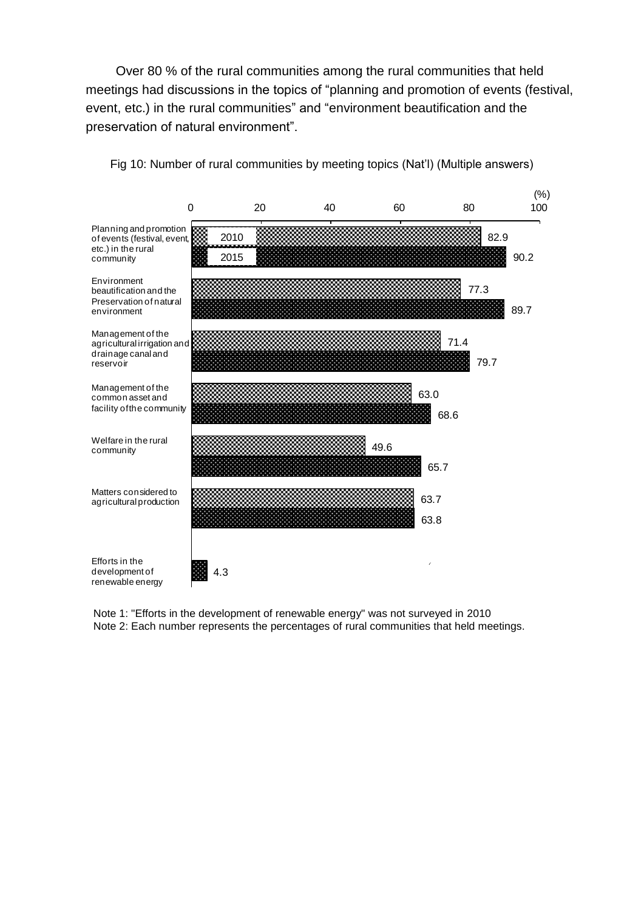Over 80 % of the rural communities among the rural communities that held meetings had discussions in the topics of “planning and promotion of events (festival, event, etc.) in the rural communities” and “environment beautification and the preservation of natural environment”.

Fig 10: Number of rural communities by meeting topics (Nat’l) (Multiple answers)

| Meeting topic | 2010 (%) | 2015 (%) |
|---|---|---|
| Planning and promotion of events (festival, event, etc.) in the rural community | 82.9 | 90.2 |
| Environment beautification and the Preservation of natural environment | 77.3 | 89.7 |
| Management of the agricultural irrigation and drainage canal and reservoir | 71.4 | 79.7 |
| Management of the common asset and facility of the community | 63.0 | 68.6 |
| Welfare in the rural community | 49.6 | 65.7 |
| Matters considered to agricultural production | 63.7 | 63.8 |
| Efforts in the development of renewable energy | | 4.3 |

Note 1: "Efforts in the development of renewable energy" was not surveyed in 2010
Note 2: Each number represents the percentages of rural communities that held meetings.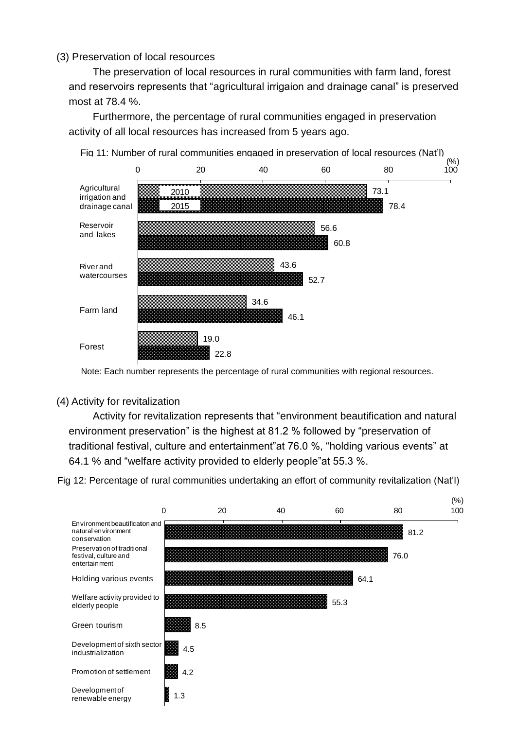(3) Preservation of local resources

The preservation of local resources in rural communities with farm land, forest and reservoirs represents that "agricultural irrigaion and drainage canal" is preserved most at 78.4 %.

Furthermore, the percentage of rural communities engaged in preservation activity of all local resources has increased from 5 years ago.

Fig 11: Number of rural communities engaged in preservation of local resources (Nat'l)

| (%) | 2010 | 2015 |
|---|---|---|
| Agricultural irrigation and drainage canal | 73.1 | 78.4 |
| Reservoir and lakes | 56.6 | 60.8 |
| River and watercourses | 43.6 | 52.7 |
| Farm land | 34.6 | 46.1 |
| Forest | 19.0 | 22.8 |

Note: Each number represents the percentage of rural communities with regional resources.

(4) Activity for revitalization

Activity for revitalization represents that "environment beautification and natural environment preservation" is the highest at 81.2 % followed by "preservation of traditional festival, culture and entertainment"at 76.0 %, "holding various events" at 64.1 % and "welfare activity provided to elderly people"at 55.3 %.

Fig 12: Percentage of rural communities undertaking an effort of community revitalization (Nat'l)

| Activity | (%) |
|---|---|
| Environment beautification and natural environment conservation | 81.2 |
| Preservation of traditional festival, culture and entertainment | 76.0 |
| Holding various events | 64.1 |
| Welfare activity provided to elderly people | 55.3 |
| Green tourism | 8.5 |
| Development of sixth sector industrialization | 4.5 |
| Promotion of settlement | 4.2 |
| Development of renewable energy | 1.3 |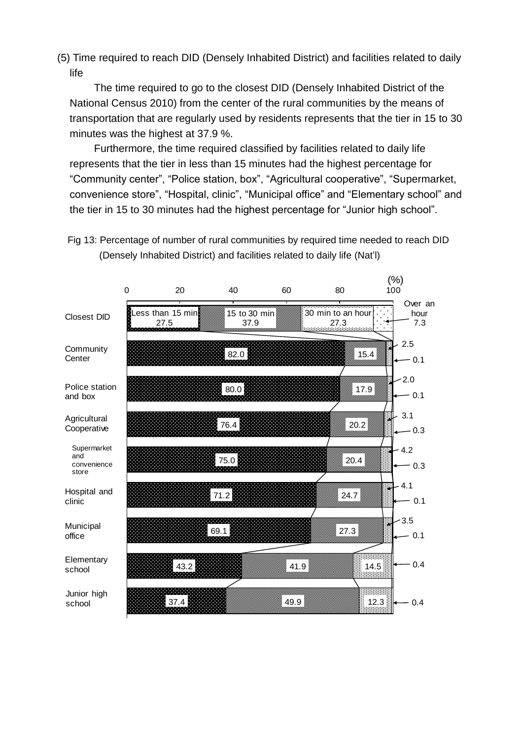(5) Time required to reach DID (Densely Inhabited District) and facilities related to daily life

The time required to go to the closest DID (Densely Inhabited District of the National Census 2010) from the center of the rural communities by the means of transportation that are regularly used by residents represents that the tier in 15 to 30 minutes was the highest at 37.9 %.

Furthermore, the time required classified by facilities related to daily life represents that the tier in less than 15 minutes had the highest percentage for “Community center”, “Police station, box”, “Agricultural cooperative”, “Supermarket, convenience store”, “Hospital, clinic”, “Municipal office” and “Elementary school” and the tier in 15 to 30 minutes had the highest percentage for “Junior high school”.

Fig 13: Percentage of number of rural communities by required time needed to reach DID (Densely Inhabited District) and facilities related to daily life (Nat’l)

(%)

0 20 40 60 80 100

Closest DID: Less than 15 min 27.5; 15 to 30 min 37.9; 30 min to an hour 27.3; Over an hour 7.3

Community Center: 82.0; 15.4; 2.5; 0.1

Police station and box: 80.0; 17.9; 2.0; 0.1

Agricultural Cooperative: 76.4; 20.2; 3.1; 0.3

Supermarket and convenience store: 75.0; 20.4; 4.2; 0.3

Hospital and clinic: 71.2; 24.7; 4.1; 0.1

Municipal office: 69.1; 27.3; 3.5; 0.1

Elementary school: 43.2; 41.9; 14.5; 0.4

Junior high school: 37.4; 49.9; 12.3; 0.4